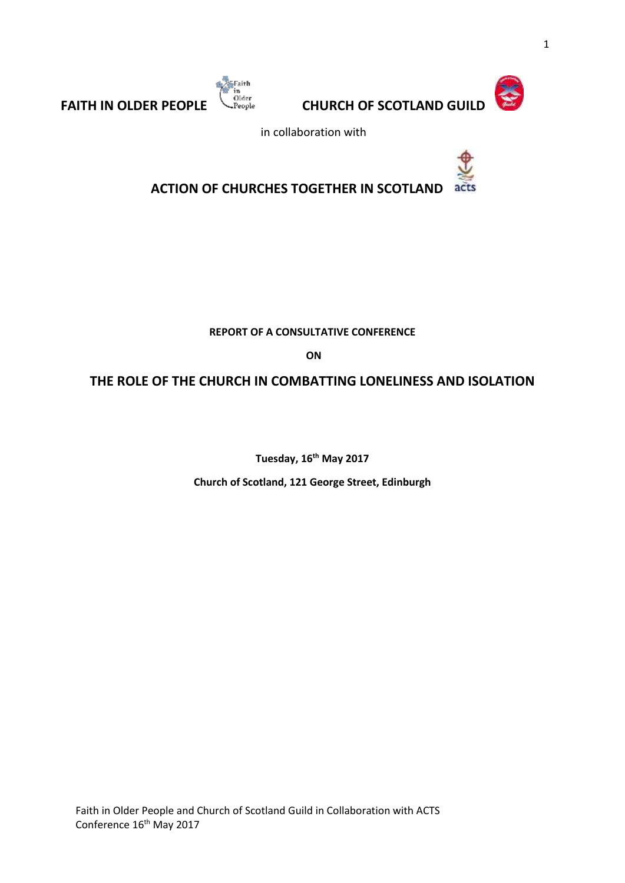**FAITH IN OLDER PEOPLE** **CHURCH OF SCOTLAND GUILD**

in collaboration with

**ACTION OF CHURCHES TOGETHER IN SCOTLAND**

**REPORT OF A CONSULTATIVE CONFERENCE**

**ON**

# THE ROLE OF THE CHURCH IN COMBATTING LONELINESS AND ISOLATION

**Tuesday, 16th May 2017**

**Church of Scotland, 121 George Street, Edinburgh**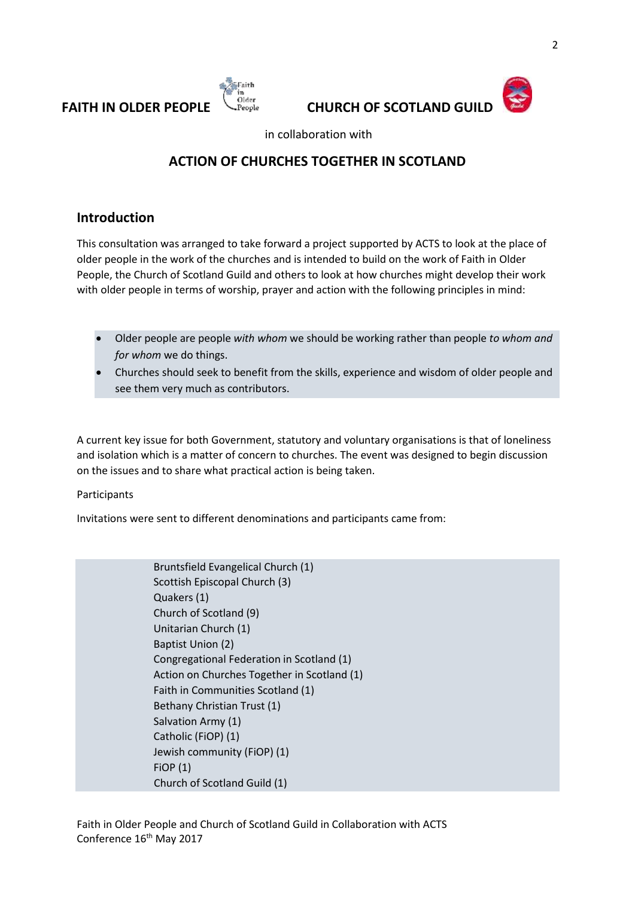**FAITH IN OLDER PEOPLE** **CHURCH OF SCOTLAND GUILD**

in collaboration with

**ACTION OF CHURCHES TOGETHER IN SCOTLAND**

## Introduction

This consultation was arranged to take forward a project supported by ACTS to look at the place of older people in the work of the churches and is intended to build on the work of Faith in Older People, the Church of Scotland Guild and others to look at how churches might develop their work with older people in terms of worship, prayer and action with the following principles in mind:

- Older people are people *with whom* we should be working rather than people *to whom and for whom* we do things.
- Churches should seek to benefit from the skills, experience and wisdom of older people and see them very much as contributors.

A current key issue for both Government, statutory and voluntary organisations is that of loneliness and isolation which is a matter of concern to churches. The event was designed to begin discussion on the issues and to share what practical action is being taken.

Participants

Invitations were sent to different denominations and participants came from:

Bruntsfield Evangelical Church (1)
Scottish Episcopal Church (3)
Quakers (1)
Church of Scotland (9)
Unitarian Church (1)
Baptist Union (2)
Congregational Federation in Scotland (1)
Action on Churches Together in Scotland (1)
Faith in Communities Scotland (1)
Bethany Christian Trust (1)
Salvation Army (1)
Catholic (FiOP) (1)
Jewish community (FiOP) (1)
FiOP (1)
Church of Scotland Guild (1)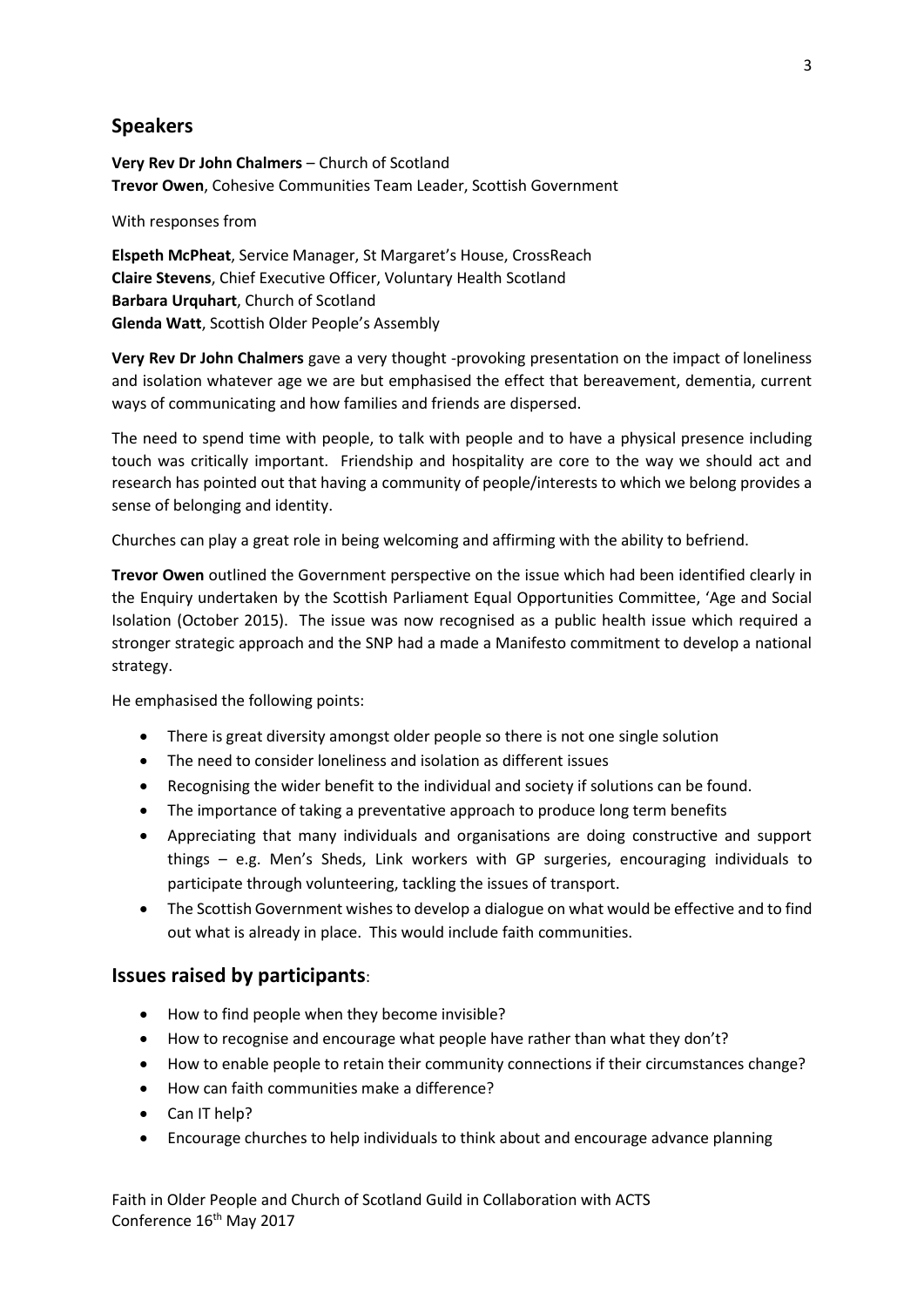## Speakers

**Very Rev Dr John Chalmers** – Church of Scotland
**Trevor Owen**, Cohesive Communities Team Leader, Scottish Government

With responses from

**Elspeth McPheat**, Service Manager, St Margaret's House, CrossReach
**Claire Stevens**, Chief Executive Officer, Voluntary Health Scotland
**Barbara Urquhart**, Church of Scotland
**Glenda Watt**, Scottish Older People's Assembly

**Very Rev Dr John Chalmers** gave a very thought -provoking presentation on the impact of loneliness and isolation whatever age we are but emphasised the effect that bereavement, dementia, current ways of communicating and how families and friends are dispersed.

The need to spend time with people, to talk with people and to have a physical presence including touch was critically important. Friendship and hospitality are core to the way we should act and research has pointed out that having a community of people/interests to which we belong provides a sense of belonging and identity.

Churches can play a great role in being welcoming and affirming with the ability to befriend.

**Trevor Owen** outlined the Government perspective on the issue which had been identified clearly in the Enquiry undertaken by the Scottish Parliament Equal Opportunities Committee, 'Age and Social Isolation (October 2015). The issue was now recognised as a public health issue which required a stronger strategic approach and the SNP had a made a Manifesto commitment to develop a national strategy.

He emphasised the following points:

- There is great diversity amongst older people so there is not one single solution
- The need to consider loneliness and isolation as different issues
- Recognising the wider benefit to the individual and society if solutions can be found.
- The importance of taking a preventative approach to produce long term benefits
- Appreciating that many individuals and organisations are doing constructive and support things – e.g. Men's Sheds, Link workers with GP surgeries, encouraging individuals to participate through volunteering, tackling the issues of transport.
- The Scottish Government wishes to develop a dialogue on what would be effective and to find out what is already in place. This would include faith communities.

## Issues raised by participants:

- How to find people when they become invisible?
- How to recognise and encourage what people have rather than what they don't?
- How to enable people to retain their community connections if their circumstances change?
- How can faith communities make a difference?
- Can IT help?
- Encourage churches to help individuals to think about and encourage advance planning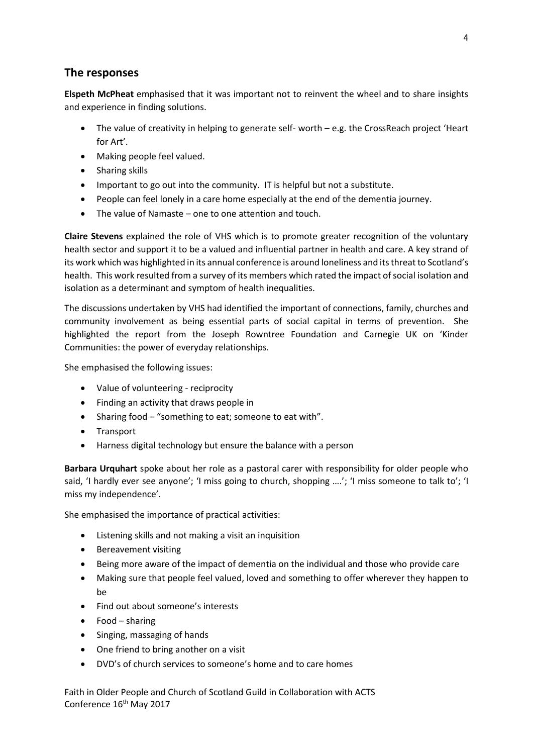## The responses

**Elspeth McPheat** emphasised that it was important not to reinvent the wheel and to share insights and experience in finding solutions.

- The value of creativity in helping to generate self- worth – e.g. the CrossReach project 'Heart for Art'.
- Making people feel valued.
- Sharing skills
- Important to go out into the community. IT is helpful but not a substitute.
- People can feel lonely in a care home especially at the end of the dementia journey.
- The value of Namaste – one to one attention and touch.

**Claire Stevens** explained the role of VHS which is to promote greater recognition of the voluntary health sector and support it to be a valued and influential partner in health and care. A key strand of its work which was highlighted in its annual conference is around loneliness and its threat to Scotland's health. This work resulted from a survey of its members which rated the impact of social isolation and isolation as a determinant and symptom of health inequalities.

The discussions undertaken by VHS had identified the important of connections, family, churches and community involvement as being essential parts of social capital in terms of prevention. She highlighted the report from the Joseph Rowntree Foundation and Carnegie UK on 'Kinder Communities: the power of everyday relationships.

She emphasised the following issues:

- Value of volunteering - reciprocity
- Finding an activity that draws people in
- Sharing food – "something to eat; someone to eat with".
- Transport
- Harness digital technology but ensure the balance with a person

**Barbara Urquhart** spoke about her role as a pastoral carer with responsibility for older people who said, 'I hardly ever see anyone'; 'I miss going to church, shopping ….'; 'I miss someone to talk to'; 'I miss my independence'.

She emphasised the importance of practical activities:

- Listening skills and not making a visit an inquisition
- Bereavement visiting
- Being more aware of the impact of dementia on the individual and those who provide care
- Making sure that people feel valued, loved and something to offer wherever they happen to be
- Find out about someone's interests
- Food – sharing
- Singing, massaging of hands
- One friend to bring another on a visit
- DVD's of church services to someone's home and to care homes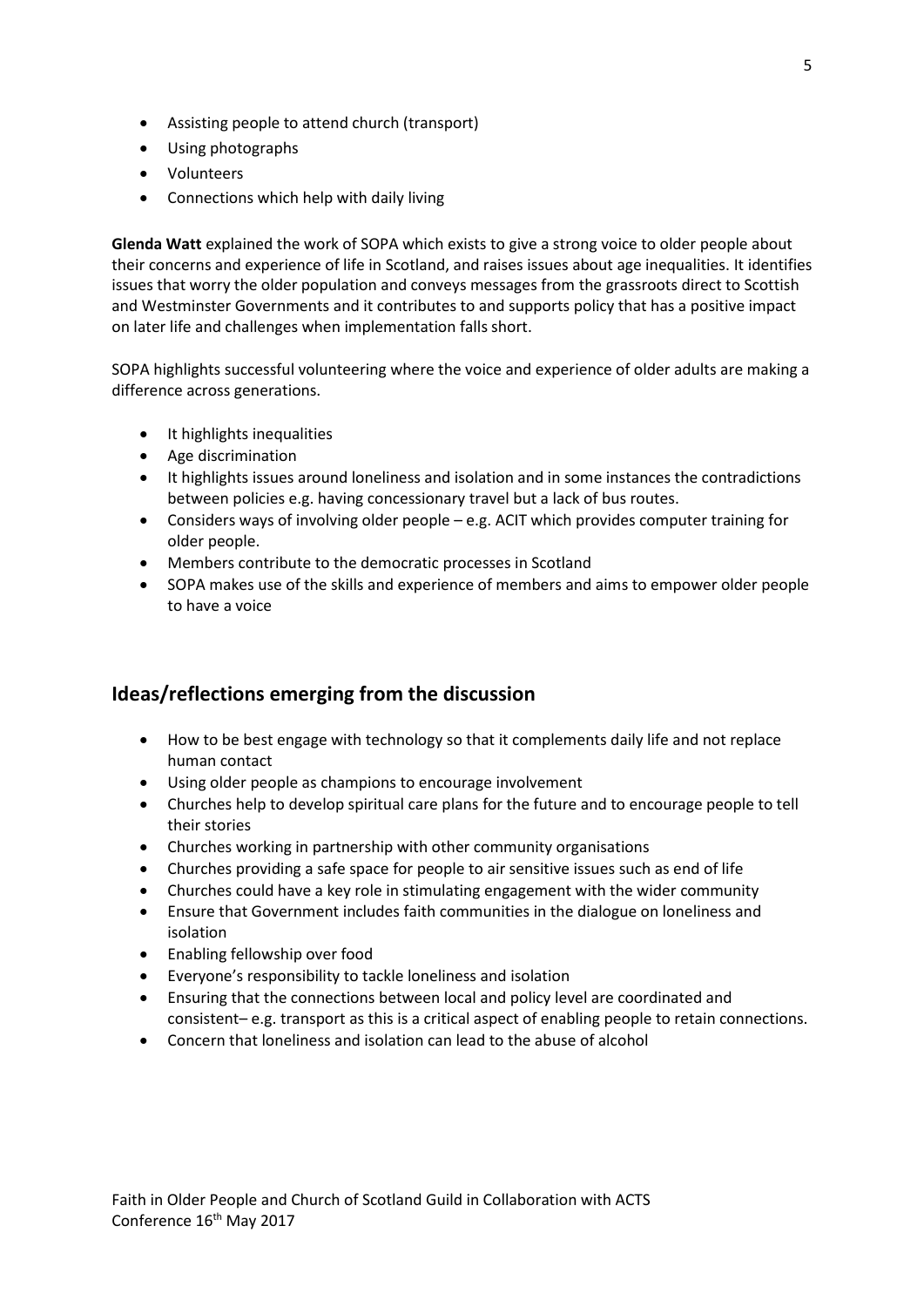- Assisting people to attend church (transport)
- Using photographs
- Volunteers
- Connections which help with daily living

**Glenda Watt** explained the work of SOPA which exists to give a strong voice to older people about their concerns and experience of life in Scotland, and raises issues about age inequalities. It identifies issues that worry the older population and conveys messages from the grassroots direct to Scottish and Westminster Governments and it contributes to and supports policy that has a positive impact on later life and challenges when implementation falls short.

SOPA highlights successful volunteering where the voice and experience of older adults are making a difference across generations.

- It highlights inequalities
- Age discrimination
- It highlights issues around loneliness and isolation and in some instances the contradictions between policies e.g. having concessionary travel but a lack of bus routes.
- Considers ways of involving older people – e.g. ACIT which provides computer training for older people.
- Members contribute to the democratic processes in Scotland
- SOPA makes use of the skills and experience of members and aims to empower older people to have a voice

## Ideas/reflections emerging from the discussion

- How to be best engage with technology so that it complements daily life and not replace human contact
- Using older people as champions to encourage involvement
- Churches help to develop spiritual care plans for the future and to encourage people to tell their stories
- Churches working in partnership with other community organisations
- Churches providing a safe space for people to air sensitive issues such as end of life
- Churches could have a key role in stimulating engagement with the wider community
- Ensure that Government includes faith communities in the dialogue on loneliness and isolation
- Enabling fellowship over food
- Everyone's responsibility to tackle loneliness and isolation
- Ensuring that the connections between local and policy level are coordinated and consistent– e.g. transport as this is a critical aspect of enabling people to retain connections.
- Concern that loneliness and isolation can lead to the abuse of alcohol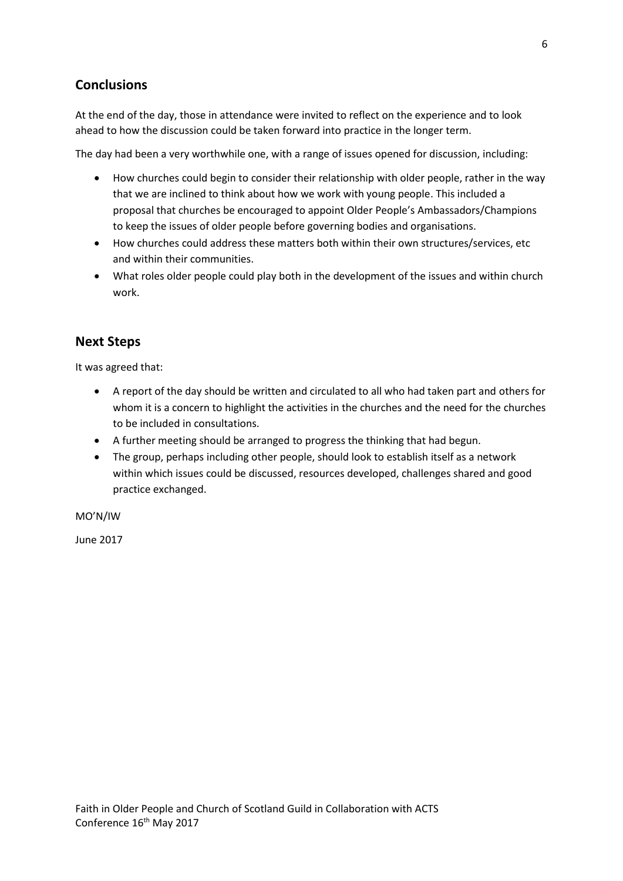## Conclusions

At the end of the day, those in attendance were invited to reflect on the experience and to look ahead to how the discussion could be taken forward into practice in the longer term.

The day had been a very worthwhile one, with a range of issues opened for discussion, including:

- How churches could begin to consider their relationship with older people, rather in the way that we are inclined to think about how we work with young people. This included a proposal that churches be encouraged to appoint Older People's Ambassadors/Champions to keep the issues of older people before governing bodies and organisations.
- How churches could address these matters both within their own structures/services, etc and within their communities.
- What roles older people could play both in the development of the issues and within church work.

## Next Steps

It was agreed that:

- A report of the day should be written and circulated to all who had taken part and others for whom it is a concern to highlight the activities in the churches and the need for the churches to be included in consultations.
- A further meeting should be arranged to progress the thinking that had begun.
- The group, perhaps including other people, should look to establish itself as a network within which issues could be discussed, resources developed, challenges shared and good practice exchanged.

MO'N/IW

June 2017